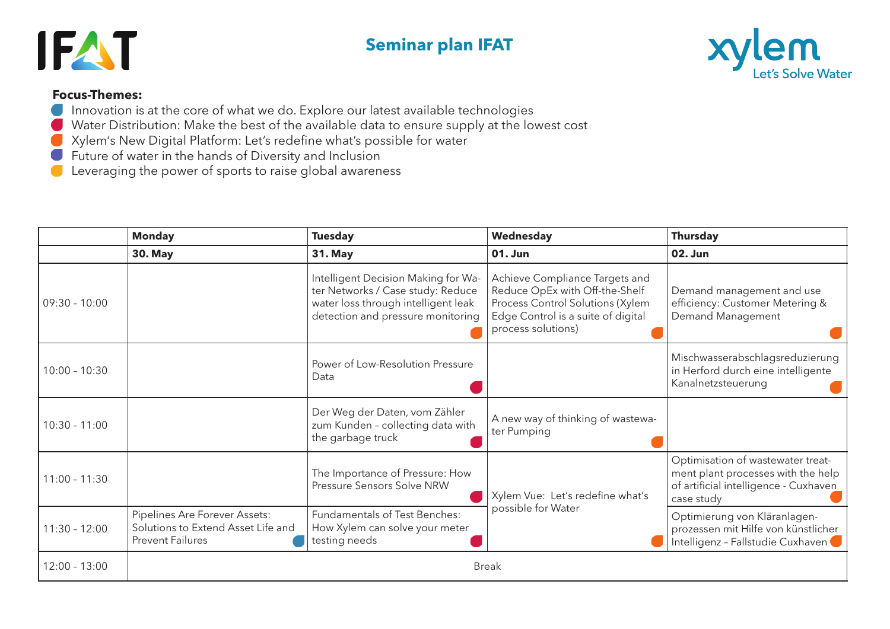# Seminar plan IFAT

**Focus-Themes:**

- Innovation is at the core of what we do. Explore our latest available technologies
- Water Distribution: Make the best of the available data to ensure supply at the lowest cost
- Xylem's New Digital Platform: Let's redefine what's possible for water
- Future of water in the hands of Diversity and Inclusion
- Leveraging the power of sports to raise global awareness

| | **Monday** | **Tuesday** | **Wednesday** | **Thursday** |
|---|---|---|---|---|
| | **30. May** | **31. May** | **01. Jun** | **02. Jun** |
| 09:30 – 10:00 | | Intelligent Decision Making for Water Networks / Case study: Reduce water loss through intelligent leak detection and pressure monitoring | Achieve Compliance Targets and Reduce OpEx with Off-the-Shelf Process Control Solutions (Xylem Edge Control is a suite of digital process solutions) | Demand management and use efficiency: Customer Metering & Demand Management |
| 10:00 – 10:30 | | Power of Low-Resolution Pressure Data | | Mischwasserabschlagsreduzierung in Herford durch eine intelligente Kanalnetzsteuerung |
| 10:30 – 11:00 | | Der Weg der Daten, vom Zähler zum Kunden – collecting data with the garbage truck | A new way of thinking of wastewater Pumping | |
| 11:00 – 11:30 | | The Importance of Pressure: How Pressure Sensors Solve NRW | Xylem Vue: Let's redefine what's possible for Water | Optimisation of wastewater treatment plant processes with the help of artificial intelligence - Cuxhaven case study |
| 11:30 – 12:00 | Pipelines Are Forever Assets: Solutions to Extend Asset Life and Prevent Failures | Fundamentals of Test Benches: How Xylem can solve your meter testing needs | | Optimierung von Kläranlagen-prozessen mit Hilfe von künstlicher Intelligenz – Fallstudie Cuxhaven |
| 12:00 – 13:00 | Break | | | |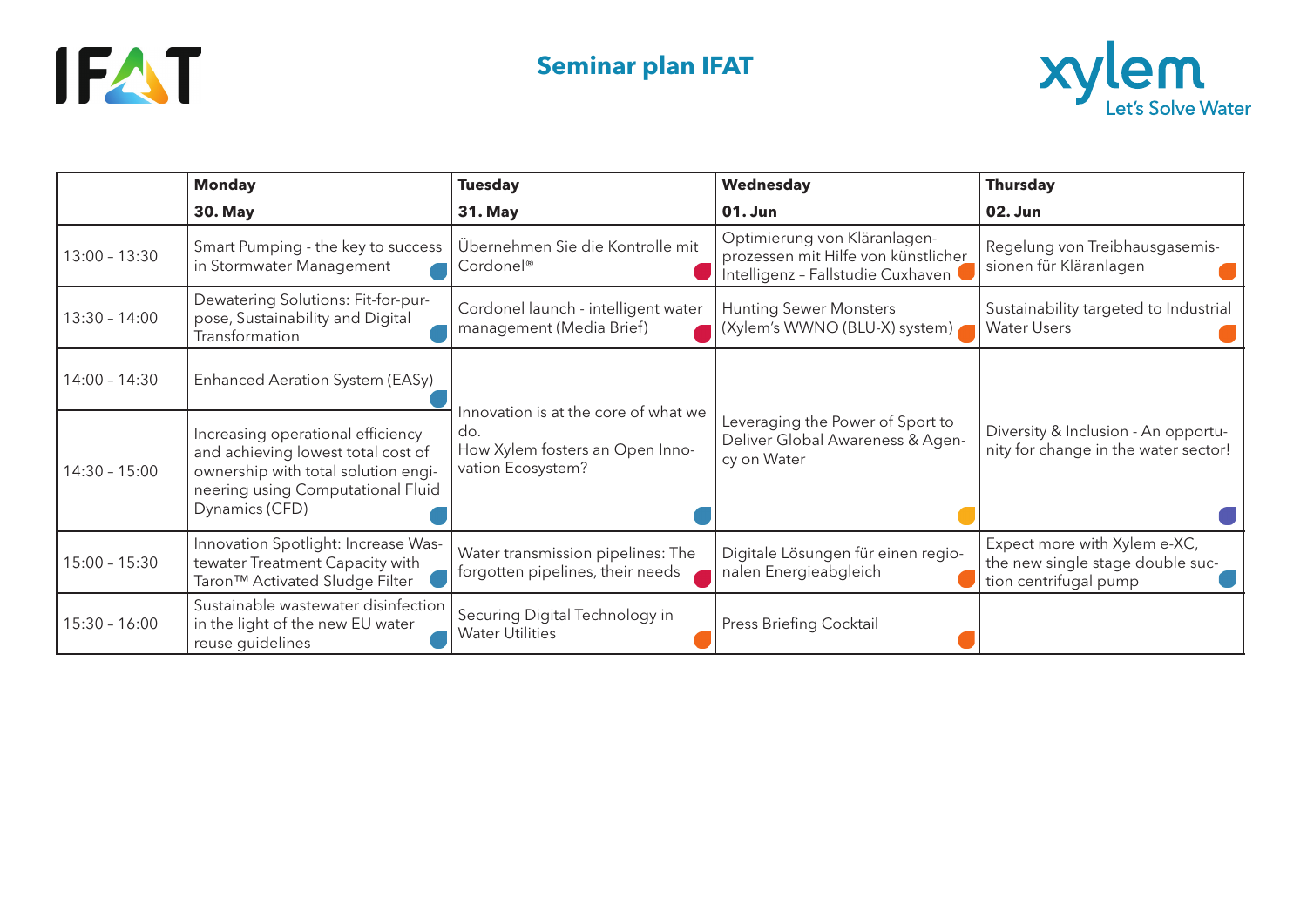# Seminar plan IFAT

| | Monday | Tuesday | Wednesday | Thursday |
|---|---|---|---|---|
| | **30. May** | **31. May** | **01. Jun** | **02. Jun** |
| 13:00 – 13:30 | Smart Pumping - the key to success in Stormwater Management | Übernehmen Sie die Kontrolle mit Cordonel® | Optimierung von Kläranlagen­prozessen mit Hilfe von künstlicher Intelligenz – Fallstudie Cuxhaven | Regelung von Treibhausgasemis­sionen für Kläranlagen |
| 13:30 – 14:00 | Dewatering Solutions: Fit-for-pur­pose, Sustainability and Digital Transformation | Cordonel launch - intelligent water management (Media Brief) | Hunting Sewer Monsters (Xylem's WWNO (BLU-X) system) | Sustainability targeted to Industrial Water Users |
| 14:00 – 14:30 | Enhanced Aeration System (EASy) | Innovation is at the core of what we do. How Xylem fosters an Open Inno­vation Ecosystem? | Leveraging the Power of Sport to Deliver Global Awareness & Agen­cy on Water | Diversity & Inclusion - An opportu­nity for change in the water sector! |
| 14:30 – 15:00 | Increasing operational efficiency and achieving lowest total cost of ownership with total solution engi­neering using Computational Fluid Dynamics (CFD) | | | |
| 15:00 – 15:30 | Innovation Spotlight: Increase Was­tewater Treatment Capacity with Taron™ Activated Sludge Filter | Water transmission pipelines: The forgotten pipelines, their needs | Digitale Lösungen für einen regio­nalen Energieabgleich | Expect more with Xylem e-XC, the new single stage double suc­tion centrifugal pump |
| 15:30 – 16:00 | Sustainable wastewater disinfection in the light of the new EU water reuse guidelines | Securing Digital Technology in Water Utilities | Press Briefing Cocktail | |